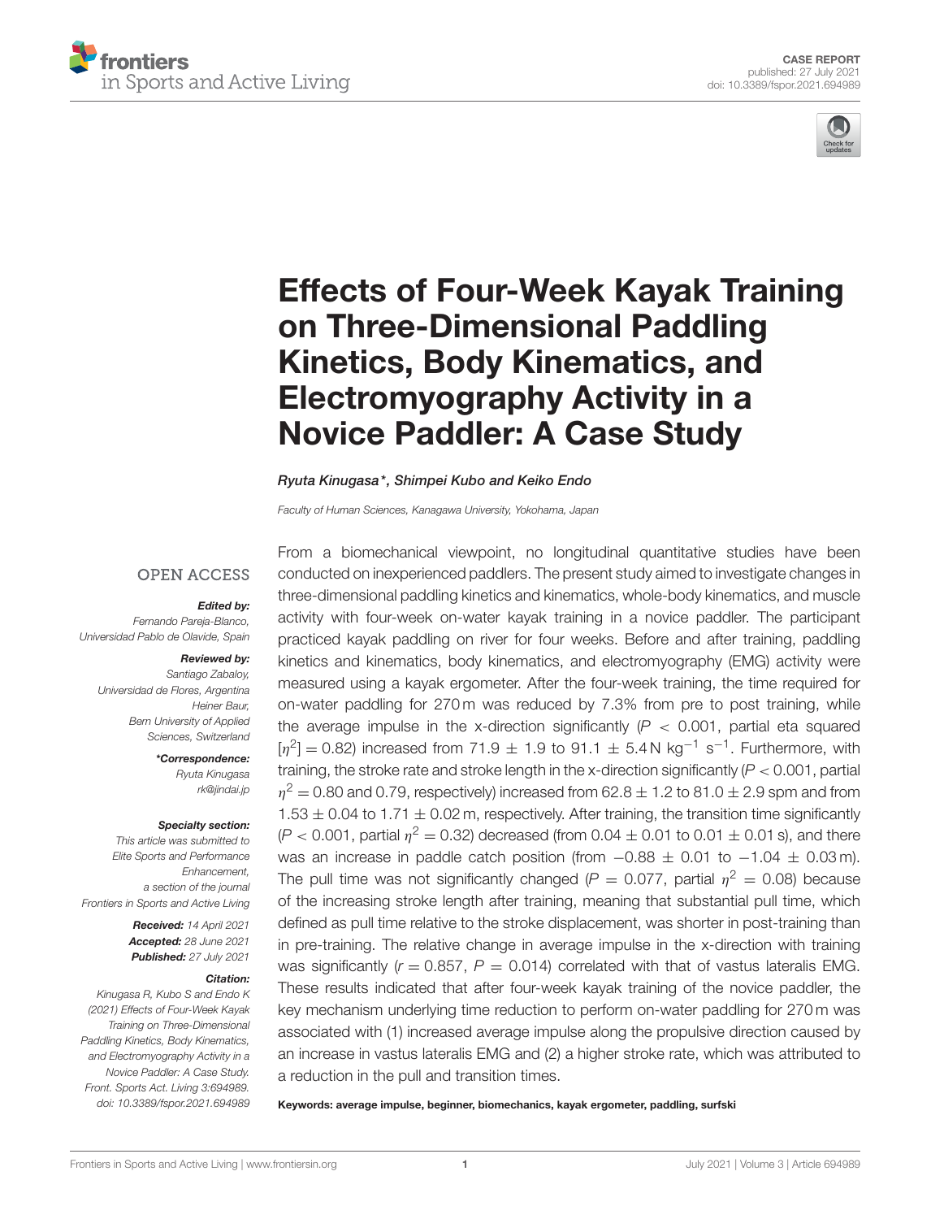CASE REPORT
published: 27 July 2021
doi: 10.3389/fspor.2021.694989

# Effects of Four-Week Kayak Training on Three-Dimensional Paddling Kinetics, Body Kinematics, and Electromyography Activity in a Novice Paddler: A Case Study

*Ryuta Kinugasa\*, Shimpei Kubo and Keiko Endo*

*Faculty of Human Sciences, Kanagawa University, Yokohama, Japan*

OPEN ACCESS

***Edited by:***
*Fernando Pareja-Blanco, Universidad Pablo de Olavide, Spain*

***Reviewed by:***
*Santiago Zabaloy, Universidad de Flores, Argentina*
*Heiner Baur, Bern University of Applied Sciences, Switzerland*

***\*Correspondence:***
*Ryuta Kinugasa*
*rk@jindai.jp*

***Specialty section:***
*This article was submitted to Elite Sports and Performance Enhancement, a section of the journal Frontiers in Sports and Active Living*

***Received:*** *14 April 2021*
***Accepted:*** *28 June 2021*
***Published:*** *27 July 2021*

***Citation:***
*Kinugasa R, Kubo S and Endo K (2021) Effects of Four-Week Kayak Training on Three-Dimensional Paddling Kinetics, Body Kinematics, and Electromyography Activity in a Novice Paddler: A Case Study. Front. Sports Act. Living 3:694989. doi: 10.3389/fspor.2021.694989*

From a biomechanical viewpoint, no longitudinal quantitative studies have been conducted on inexperienced paddlers. The present study aimed to investigate changes in three-dimensional paddling kinetics and kinematics, whole-body kinematics, and muscle activity with four-week on-water kayak training in a novice paddler. The participant practiced kayak paddling on river for four weeks. Before and after training, paddling kinetics and kinematics, body kinematics, and electromyography (EMG) activity were measured using a kayak ergometer. After the four-week training, the time required for on-water paddling for 270 m was reduced by 7.3% from pre to post training, while the average impulse in the x-direction significantly ($P < 0.001$, partial eta squared [$\eta^2$] = 0.82) increased from 71.9 ± 1.9 to 91.1 ± 5.4 N kg$^{-1}$ s$^{-1}$. Furthermore, with training, the stroke rate and stroke length in the x-direction significantly ($P < 0.001$, partial $\eta^2 = 0.80$ and 0.79, respectively) increased from 62.8 ± 1.2 to 81.0 ± 2.9 spm and from 1.53 ± 0.04 to 1.71 ± 0.02 m, respectively. After training, the transition time significantly ($P < 0.001$, partial $\eta^2 = 0.32$) decreased (from 0.04 ± 0.01 to 0.01 ± 0.01 s), and there was an increase in paddle catch position (from −0.88 ± 0.01 to −1.04 ± 0.03 m). The pull time was not significantly changed ($P = 0.077$, partial $\eta^2 = 0.08$) because of the increasing stroke length after training, meaning that substantial pull time, which defined as pull time relative to the stroke displacement, was shorter in post-training than in pre-training. The relative change in average impulse in the x-direction with training was significantly ($r = 0.857$, $P = 0.014$) correlated with that of vastus lateralis EMG. These results indicated that after four-week kayak training of the novice paddler, the key mechanism underlying time reduction to perform on-water paddling for 270 m was associated with (1) increased average impulse along the propulsive direction caused by an increase in vastus lateralis EMG and (2) a higher stroke rate, which was attributed to a reduction in the pull and transition times.

**Keywords: average impulse, beginner, biomechanics, kayak ergometer, paddling, surfski**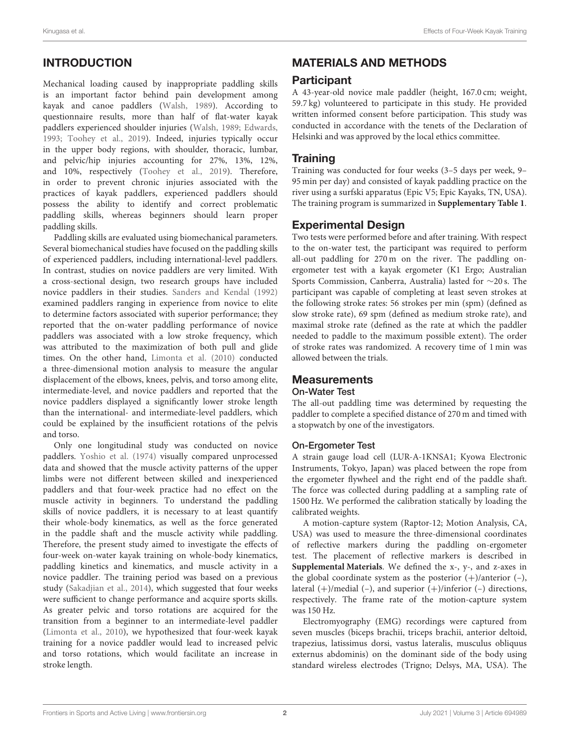## INTRODUCTION

Mechanical loading caused by inappropriate paddling skills is an important factor behind pain development among kayak and canoe paddlers (Walsh, 1989). According to questionnaire results, more than half of flat-water kayak paddlers experienced shoulder injuries (Walsh, 1989; Edwards, 1993; Toohey et al., 2019). Indeed, injuries typically occur in the upper body regions, with shoulder, thoracic, lumbar, and pelvic/hip injuries accounting for 27%, 13%, 12%, and 10%, respectively (Toohey et al., 2019). Therefore, in order to prevent chronic injuries associated with the practices of kayak paddlers, experienced paddlers should possess the ability to identify and correct problematic paddling skills, whereas beginners should learn proper paddling skills.

Paddling skills are evaluated using biomechanical parameters. Several biomechanical studies have focused on the paddling skills of experienced paddlers, including international-level paddlers. In contrast, studies on novice paddlers are very limited. With a cross-sectional design, two research groups have included novice paddlers in their studies. Sanders and Kendal (1992) examined paddlers ranging in experience from novice to elite to determine factors associated with superior performance; they reported that the on-water paddling performance of novice paddlers was associated with a low stroke frequency, which was attributed to the maximization of both pull and glide times. On the other hand, Limonta et al. (2010) conducted a three-dimensional motion analysis to measure the angular displacement of the elbows, knees, pelvis, and torso among elite, intermediate-level, and novice paddlers and reported that the novice paddlers displayed a significantly lower stroke length than the international- and intermediate-level paddlers, which could be explained by the insufficient rotations of the pelvis and torso.

Only one longitudinal study was conducted on novice paddlers. Yoshio et al. (1974) visually compared unprocessed data and showed that the muscle activity patterns of the upper limbs were not different between skilled and inexperienced paddlers and that four-week practice had no effect on the muscle activity in beginners. To understand the paddling skills of novice paddlers, it is necessary to at least quantify their whole-body kinematics, as well as the force generated in the paddle shaft and the muscle activity while paddling. Therefore, the present study aimed to investigate the effects of four-week on-water kayak training on whole-body kinematics, paddling kinetics and kinematics, and muscle activity in a novice paddler. The training period was based on a previous study (Sakadjian et al., 2014), which suggested that four weeks were sufficient to change performance and acquire sports skills. As greater pelvic and torso rotations are acquired for the transition from a beginner to an intermediate-level paddler (Limonta et al., 2010), we hypothesized that four-week kayak training for a novice paddler would lead to increased pelvic and torso rotations, which would facilitate an increase in stroke length.

## MATERIALS AND METHODS

### Participant

A 43-year-old novice male paddler (height, 167.0 cm; weight, 59.7 kg) volunteered to participate in this study. He provided written informed consent before participation. This study was conducted in accordance with the tenets of the Declaration of Helsinki and was approved by the local ethics committee.

### Training

Training was conducted for four weeks (3–5 days per week, 9–95 min per day) and consisted of kayak paddling practice on the river using a surfski apparatus (Epic V5; Epic Kayaks, TN, USA). The training program is summarized in **Supplementary Table 1**.

### Experimental Design

Two tests were performed before and after training. With respect to the on-water test, the participant was required to perform all-out paddling for 270 m on the river. The paddling on-ergometer test with a kayak ergometer (K1 Ergo; Australian Sports Commission, Canberra, Australia) lasted for ∼20 s. The participant was capable of completing at least seven strokes at the following stroke rates: 56 strokes per min (spm) (defined as slow stroke rate), 69 spm (defined as medium stroke rate), and maximal stroke rate (defined as the rate at which the paddler needed to paddle to the maximum possible extent). The order of stroke rates was randomized. A recovery time of 1 min was allowed between the trials.

### Measurements

#### On-Water Test

The all-out paddling time was determined by requesting the paddler to complete a specified distance of 270 m and timed with a stopwatch by one of the investigators.

#### On-Ergometer Test

A strain gauge load cell (LUR-A-1KNSA1; Kyowa Electronic Instruments, Tokyo, Japan) was placed between the rope from the ergometer flywheel and the right end of the paddle shaft. The force was collected during paddling at a sampling rate of 1500 Hz. We performed the calibration statically by loading the calibrated weights.

A motion-capture system (Raptor-12; Motion Analysis, CA, USA) was used to measure the three-dimensional coordinates of reflective markers during the paddling on-ergometer test. The placement of reflective markers is described in **Supplemental Materials**. We defined the x-, y-, and z-axes in the global coordinate system as the posterior (+)/anterior (−), lateral (+)/medial (−), and superior (+)/inferior (−) directions, respectively. The frame rate of the motion-capture system was 150 Hz.

Electromyography (EMG) recordings were captured from seven muscles (biceps brachii, triceps brachii, anterior deltoid, trapezius, latissimus dorsi, vastus lateralis, musculus obliquus externus abdominis) on the dominant side of the body using standard wireless electrodes (Trigno; Delsys, MA, USA). The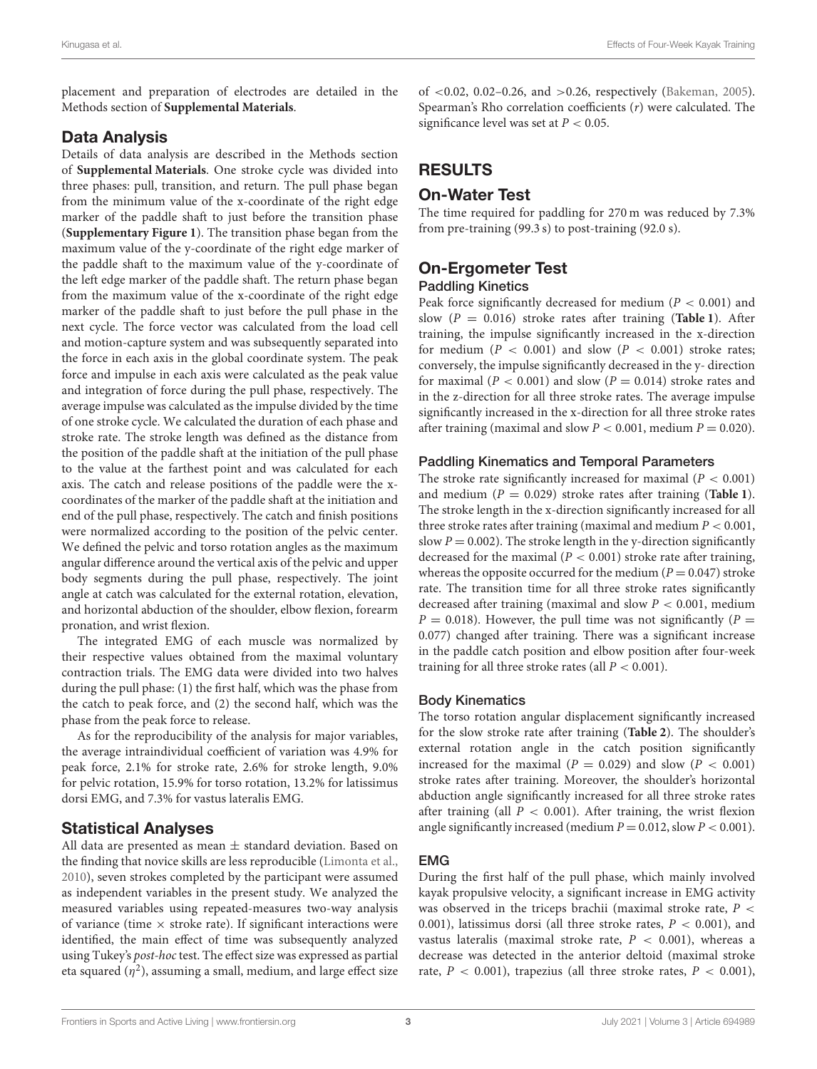placement and preparation of electrodes are detailed in the Methods section of **Supplemental Materials**.

## Data Analysis

Details of data analysis are described in the Methods section of **Supplemental Materials**. One stroke cycle was divided into three phases: pull, transition, and return. The pull phase began from the minimum value of the x-coordinate of the right edge marker of the paddle shaft to just before the transition phase (**Supplementary Figure 1**). The transition phase began from the maximum value of the y-coordinate of the right edge marker of the paddle shaft to the maximum value of the y-coordinate of the left edge marker of the paddle shaft. The return phase began from the maximum value of the x-coordinate of the right edge marker of the paddle shaft to just before the pull phase in the next cycle. The force vector was calculated from the load cell and motion-capture system and was subsequently separated into the force in each axis in the global coordinate system. The peak force and impulse in each axis were calculated as the peak value and integration of force during the pull phase, respectively. The average impulse was calculated as the impulse divided by the time of one stroke cycle. We calculated the duration of each phase and stroke rate. The stroke length was defined as the distance from the position of the paddle shaft at the initiation of the pull phase to the value at the farthest point and was calculated for each axis. The catch and release positions of the paddle were the x-coordinates of the marker of the paddle shaft at the initiation and end of the pull phase, respectively. The catch and finish positions were normalized according to the position of the pelvic center. We defined the pelvic and torso rotation angles as the maximum angular difference around the vertical axis of the pelvic and upper body segments during the pull phase, respectively. The joint angle at catch was calculated for the external rotation, elevation, and horizontal abduction of the shoulder, elbow flexion, forearm pronation, and wrist flexion.

The integrated EMG of each muscle was normalized by their respective values obtained from the maximal voluntary contraction trials. The EMG data were divided into two halves during the pull phase: (1) the first half, which was the phase from the catch to peak force, and (2) the second half, which was the phase from the peak force to release.

As for the reproducibility of the analysis for major variables, the average intraindividual coefficient of variation was 4.9% for peak force, 2.1% for stroke rate, 2.6% for stroke length, 9.0% for pelvic rotation, 15.9% for torso rotation, 13.2% for latissimus dorsi EMG, and 7.3% for vastus lateralis EMG.

## Statistical Analyses

All data are presented as mean ± standard deviation. Based on the finding that novice skills are less reproducible (Limonta et al., 2010), seven strokes completed by the participant were assumed as independent variables in the present study. We analyzed the measured variables using repeated-measures two-way analysis of variance (time × stroke rate). If significant interactions were identified, the main effect of time was subsequently analyzed using Tukey's *post-hoc* test. The effect size was expressed as partial eta squared ($\eta^2$), assuming a small, medium, and large effect size of <0.02, 0.02–0.26, and >0.26, respectively (Bakeman, 2005). Spearman's Rho correlation coefficients ($r$) were calculated. The significance level was set at $P < 0.05$.

# RESULTS

## On-Water Test

The time required for paddling for 270 m was reduced by 7.3% from pre-training (99.3 s) to post-training (92.0 s).

## On-Ergometer Test

### Paddling Kinetics

Peak force significantly decreased for medium ($P < 0.001$) and slow ($P = 0.016$) stroke rates after training (**Table 1**). After training, the impulse significantly increased in the x-direction for medium ($P < 0.001$) and slow ($P < 0.001$) stroke rates; conversely, the impulse significantly decreased in the y- direction for maximal ($P < 0.001$) and slow ($P = 0.014$) stroke rates and in the z-direction for all three stroke rates. The average impulse significantly increased in the x-direction for all three stroke rates after training (maximal and slow $P < 0.001$, medium $P = 0.020$).

### Paddling Kinematics and Temporal Parameters

The stroke rate significantly increased for maximal ($P < 0.001$) and medium ($P = 0.029$) stroke rates after training (**Table 1**). The stroke length in the x-direction significantly increased for all three stroke rates after training (maximal and medium $P < 0.001$, slow $P = 0.002$). The stroke length in the y-direction significantly decreased for the maximal ($P < 0.001$) stroke rate after training, whereas the opposite occurred for the medium ($P = 0.047$) stroke rate. The transition time for all three stroke rates significantly decreased after training (maximal and slow $P < 0.001$, medium $P = 0.018$). However, the pull time was not significantly ($P = 0.077$) changed after training. There was a significant increase in the paddle catch position and elbow position after four-week training for all three stroke rates (all $P < 0.001$).

### Body Kinematics

The torso rotation angular displacement significantly increased for the slow stroke rate after training (**Table 2**). The shoulder's external rotation angle in the catch position significantly increased for the maximal ($P = 0.029$) and slow ($P < 0.001$) stroke rates after training. Moreover, the shoulder's horizontal abduction angle significantly increased for all three stroke rates after training (all $P < 0.001$). After training, the wrist flexion angle significantly increased (medium $P = 0.012$, slow $P < 0.001$).

### EMG

During the first half of the pull phase, which mainly involved kayak propulsive velocity, a significant increase in EMG activity was observed in the triceps brachii (maximal stroke rate, $P < 0.001$), latissimus dorsi (all three stroke rates, $P < 0.001$), and vastus lateralis (maximal stroke rate, $P < 0.001$), whereas a decrease was detected in the anterior deltoid (maximal stroke rate, $P < 0.001$), trapezius (all three stroke rates, $P < 0.001$),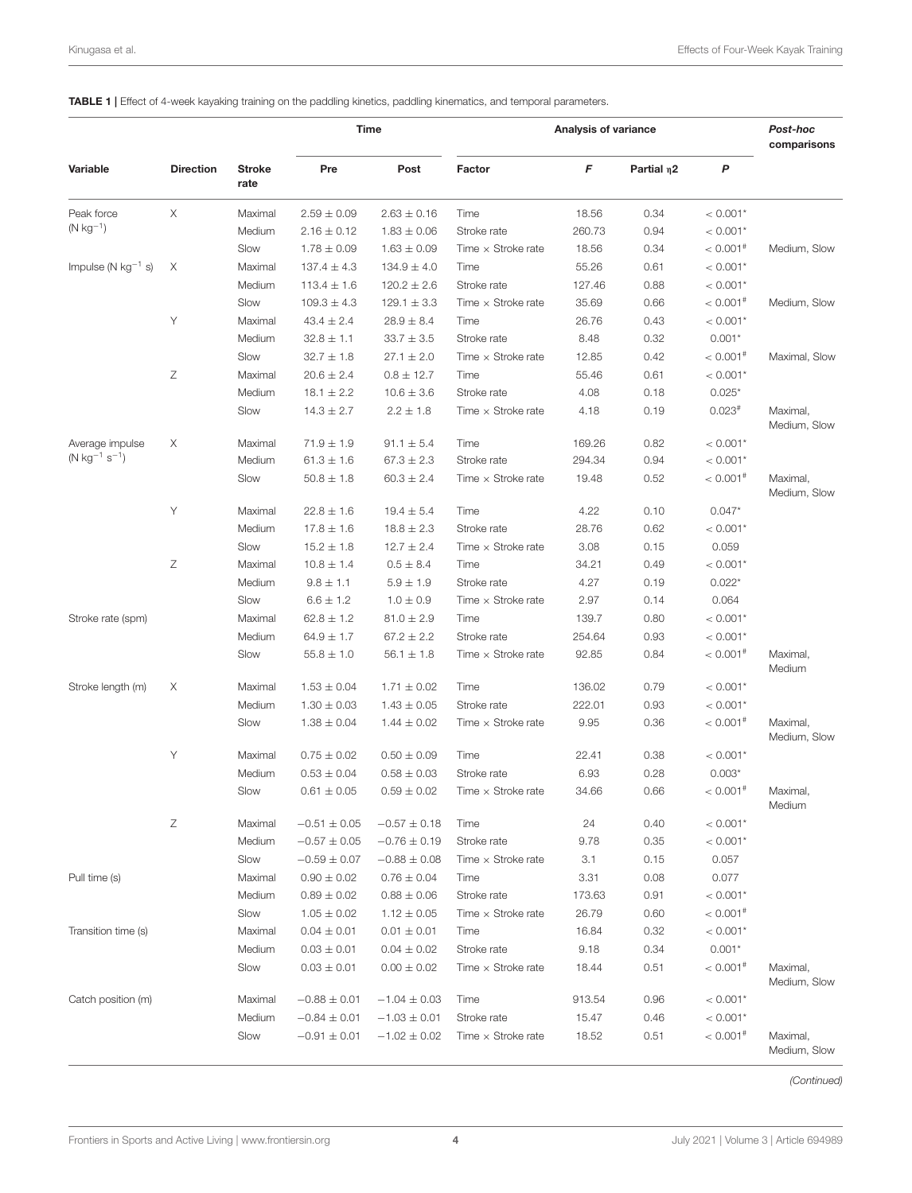**TABLE 1 |** Effect of 4-week kayaking training on the paddling kinetics, paddling kinematics, and temporal parameters.

| Variable | Direction | Stroke rate | Time | | Analysis of variance | | | | Post-hoc comparisons |
|---|---|---|---|---|---|---|---|---|---|
| | | | Pre | Post | Factor | *F* | Partial η2 | *P* | |
| Peak force ($N\ kg^{-1}$) | X | Maximal | 2.59 ± 0.09 | 2.63 ± 0.16 | Time | 18.56 | 0.34 | < 0.001* | |
| | | Medium | 2.16 ± 0.12 | 1.83 ± 0.06 | Stroke rate | 260.73 | 0.94 | < 0.001* | |
| | | Slow | 1.78 ± 0.09 | 1.63 ± 0.09 | Time × Stroke rate | 18.56 | 0.34 | < 0.001# | Medium, Slow |
| Impulse ($N\ kg^{-1}\ s$) | X | Maximal | 137.4 ± 4.3 | 134.9 ± 4.0 | Time | 55.26 | 0.61 | < 0.001* | |
| | | Medium | 113.4 ± 1.6 | 120.2 ± 2.6 | Stroke rate | 127.46 | 0.88 | < 0.001* | |
| | | Slow | 109.3 ± 4.3 | 129.1 ± 3.3 | Time × Stroke rate | 35.69 | 0.66 | < 0.001# | Medium, Slow |
| | Y | Maximal | 43.4 ± 2.4 | 28.9 ± 8.4 | Time | 26.76 | 0.43 | < 0.001* | |
| | | Medium | 32.8 ± 1.1 | 33.7 ± 3.5 | Stroke rate | 8.48 | 0.32 | 0.001* | |
| | | Slow | 32.7 ± 1.8 | 27.1 ± 2.0 | Time × Stroke rate | 12.85 | 0.42 | < 0.001# | Maximal, Slow |
| | Z | Maximal | 20.6 ± 2.4 | 0.8 ± 12.7 | Time | 55.46 | 0.61 | < 0.001* | |
| | | Medium | 18.1 ± 2.2 | 10.6 ± 3.6 | Stroke rate | 4.08 | 0.18 | 0.025* | |
| | | Slow | 14.3 ± 2.7 | 2.2 ± 1.8 | Time × Stroke rate | 4.18 | 0.19 | 0.023# | Maximal, Medium, Slow |
| Average impulse ($N\ kg^{-1}\ s^{-1}$) | X | Maximal | 71.9 ± 1.9 | 91.1 ± 5.4 | Time | 169.26 | 0.82 | < 0.001* | |
| | | Medium | 61.3 ± 1.6 | 67.3 ± 2.3 | Stroke rate | 294.34 | 0.94 | < 0.001* | |
| | | Slow | 50.8 ± 1.8 | 60.3 ± 2.4 | Time × Stroke rate | 19.48 | 0.52 | < 0.001# | Maximal, Medium, Slow |
| | Y | Maximal | 22.8 ± 1.6 | 19.4 ± 5.4 | Time | 4.22 | 0.10 | 0.047* | |
| | | Medium | 17.8 ± 1.6 | 18.8 ± 2.3 | Stroke rate | 28.76 | 0.62 | < 0.001* | |
| | | Slow | 15.2 ± 1.8 | 12.7 ± 2.4 | Time × Stroke rate | 3.08 | 0.15 | 0.059 | |
| | Z | Maximal | 10.8 ± 1.4 | 0.5 ± 8.4 | Time | 34.21 | 0.49 | < 0.001* | |
| | | Medium | 9.8 ± 1.1 | 5.9 ± 1.9 | Stroke rate | 4.27 | 0.19 | 0.022* | |
| | | Slow | 6.6 ± 1.2 | 1.0 ± 0.9 | Time × Stroke rate | 2.97 | 0.14 | 0.064 | |
| Stroke rate (spm) | | Maximal | 62.8 ± 1.2 | 81.0 ± 2.9 | Time | 139.7 | 0.80 | < 0.001* | |
| | | Medium | 64.9 ± 1.7 | 67.2 ± 2.2 | Stroke rate | 254.64 | 0.93 | < 0.001* | |
| | | Slow | 55.8 ± 1.0 | 56.1 ± 1.8 | Time × Stroke rate | 92.85 | 0.84 | < 0.001# | Maximal, Medium |
| Stroke length (m) | X | Maximal | 1.53 ± 0.04 | 1.71 ± 0.02 | Time | 136.02 | 0.79 | < 0.001* | |
| | | Medium | 1.30 ± 0.03 | 1.43 ± 0.05 | Stroke rate | 222.01 | 0.93 | < 0.001* | |
| | | Slow | 1.38 ± 0.04 | 1.44 ± 0.02 | Time × Stroke rate | 9.95 | 0.36 | < 0.001# | Maximal, Medium, Slow |
| | Y | Maximal | 0.75 ± 0.02 | 0.50 ± 0.09 | Time | 22.41 | 0.38 | < 0.001* | |
| | | Medium | 0.53 ± 0.04 | 0.58 ± 0.03 | Stroke rate | 6.93 | 0.28 | 0.003* | |
| | | Slow | 0.61 ± 0.05 | 0.59 ± 0.02 | Time × Stroke rate | 34.66 | 0.66 | < 0.001# | Maximal, Medium |
| | Z | Maximal | −0.51 ± 0.05 | −0.57 ± 0.18 | Time | 24 | 0.40 | < 0.001* | |
| | | Medium | −0.57 ± 0.05 | −0.76 ± 0.19 | Stroke rate | 9.78 | 0.35 | < 0.001* | |
| | | Slow | −0.59 ± 0.07 | −0.88 ± 0.08 | Time × Stroke rate | 3.1 | 0.15 | 0.057 | |
| Pull time (s) | | Maximal | 0.90 ± 0.02 | 0.76 ± 0.04 | Time | 3.31 | 0.08 | 0.077 | |
| | | Medium | 0.89 ± 0.02 | 0.88 ± 0.06 | Stroke rate | 173.63 | 0.91 | < 0.001* | |
| | | Slow | 1.05 ± 0.02 | 1.12 ± 0.05 | Time × Stroke rate | 26.79 | 0.60 | < 0.001# | |
| Transition time (s) | | Maximal | 0.04 ± 0.01 | 0.01 ± 0.01 | Time | 16.84 | 0.32 | < 0.001* | |
| | | Medium | 0.03 ± 0.01 | 0.04 ± 0.02 | Stroke rate | 9.18 | 0.34 | 0.001* | |
| | | Slow | 0.03 ± 0.01 | 0.00 ± 0.02 | Time × Stroke rate | 18.44 | 0.51 | < 0.001# | Maximal, Medium, Slow |
| Catch position (m) | | Maximal | −0.88 ± 0.01 | −1.04 ± 0.03 | Time | 913.54 | 0.96 | < 0.001* | |
| | | Medium | −0.84 ± 0.01 | −1.03 ± 0.01 | Stroke rate | 15.47 | 0.46 | < 0.001* | |
| | | Slow | −0.91 ± 0.01 | −1.02 ± 0.02 | Time × Stroke rate | 18.52 | 0.51 | < 0.001# | Maximal, Medium, Slow |

*(Continued)*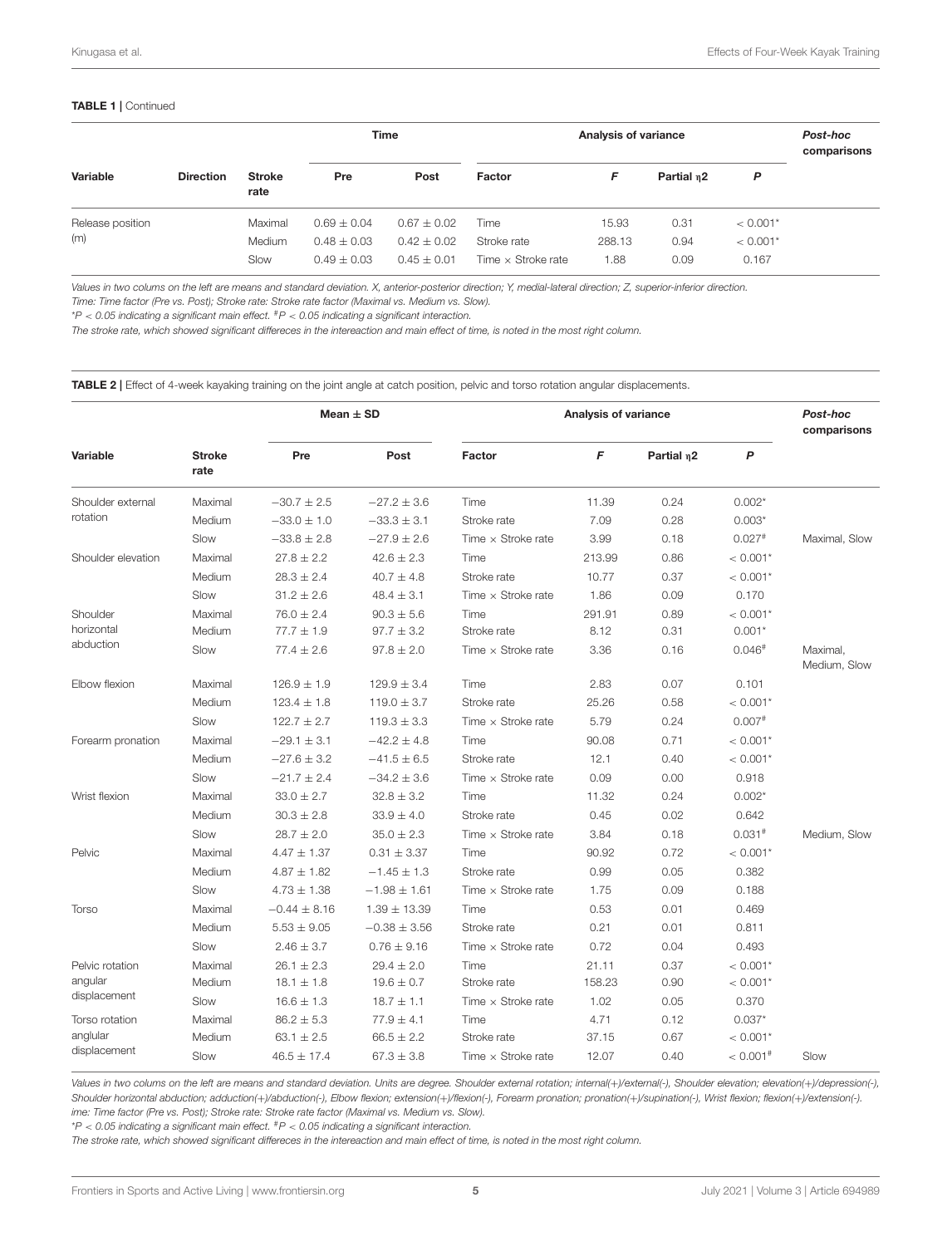**TABLE 1 |** Continued

| Variable | Direction | Stroke rate | Time | | Analysis of variance | | | | Post-hoc comparisons |
|---|---|---|---|---|---|---|---|---|---|
| | | | Pre | Post | Factor | *F* | Partial η2 | *P* | |
| Release position (m) | | Maximal | 0.69 ± 0.04 | 0.67 ± 0.02 | Time | 15.93 | 0.31 | < 0.001* | |
| | | Medium | 0.48 ± 0.03 | 0.42 ± 0.02 | Stroke rate | 288.13 | 0.94 | < 0.001* | |
| | | Slow | 0.49 ± 0.03 | 0.45 ± 0.01 | Time × Stroke rate | 1.88 | 0.09 | 0.167 | |

*Values in two colums on the left are means and standard deviation. X, anterior-posterior direction; Y, medial-lateral direction; Z, superior-inferior direction.*
*Time: Time factor (Pre vs. Post); Stroke rate: Stroke rate factor (Maximal vs. Medium vs. Slow).*
*\*P < 0.05 indicating a significant main effect. #P < 0.05 indicating a significant interaction.*
*The stroke rate, which showed significant differeces in the intereaction and main effect of time, is noted in the most right column.*

**TABLE 2 |** Effect of 4-week kayaking training on the joint angle at catch position, pelvic and torso rotation angular displacements.

| Variable | Stroke rate | Mean ± SD | | Analysis of variance | | | | Post-hoc comparisons |
|---|---|---|---|---|---|---|---|---|
| | | Pre | Post | Factor | *F* | Partial η2 | *P* | |
| Shoulder external rotation | Maximal | −30.7 ± 2.5 | −27.2 ± 3.6 | Time | 11.39 | 0.24 | 0.002* | |
| | Medium | −33.0 ± 1.0 | −33.3 ± 3.1 | Stroke rate | 7.09 | 0.28 | 0.003* | |
| | Slow | −33.8 ± 2.8 | −27.9 ± 2.6 | Time × Stroke rate | 3.99 | 0.18 | 0.027# | Maximal, Slow |
| Shoulder elevation | Maximal | 27.8 ± 2.2 | 42.6 ± 2.3 | Time | 213.99 | 0.86 | < 0.001* | |
| | Medium | 28.3 ± 2.4 | 40.7 ± 4.8 | Stroke rate | 10.77 | 0.37 | < 0.001* | |
| | Slow | 31.2 ± 2.6 | 48.4 ± 3.1 | Time × Stroke rate | 1.86 | 0.09 | 0.170 | |
| Shoulder horizontal abduction | Maximal | 76.0 ± 2.4 | 90.3 ± 5.6 | Time | 291.91 | 0.89 | < 0.001* | |
| | Medium | 77.7 ± 1.9 | 97.7 ± 3.2 | Stroke rate | 8.12 | 0.31 | 0.001* | |
| | Slow | 77.4 ± 2.6 | 97.8 ± 2.0 | Time × Stroke rate | 3.36 | 0.16 | 0.046# | Maximal, Medium, Slow |
| Elbow flexion | Maximal | 126.9 ± 1.9 | 129.9 ± 3.4 | Time | 2.83 | 0.07 | 0.101 | |
| | Medium | 123.4 ± 1.8 | 119.0 ± 3.7 | Stroke rate | 25.26 | 0.58 | < 0.001* | |
| | Slow | 122.7 ± 2.7 | 119.3 ± 3.3 | Time × Stroke rate | 5.79 | 0.24 | 0.007# | |
| Forearm pronation | Maximal | −29.1 ± 3.1 | −42.2 ± 4.8 | Time | 90.08 | 0.71 | < 0.001* | |
| | Medium | −27.6 ± 3.2 | −41.5 ± 6.5 | Stroke rate | 12.1 | 0.40 | < 0.001* | |
| | Slow | −21.7 ± 2.4 | −34.2 ± 3.6 | Time × Stroke rate | 0.09 | 0.00 | 0.918 | |
| Wrist flexion | Maximal | 33.0 ± 2.7 | 32.8 ± 3.2 | Time | 11.32 | 0.24 | 0.002* | |
| | Medium | 30.3 ± 2.8 | 33.9 ± 4.0 | Stroke rate | 0.45 | 0.02 | 0.642 | |
| | Slow | 28.7 ± 2.0 | 35.0 ± 2.3 | Time × Stroke rate | 3.84 | 0.18 | 0.031# | Medium, Slow |
| Pelvic | Maximal | 4.47 ± 1.37 | 0.31 ± 3.37 | Time | 90.92 | 0.72 | < 0.001* | |
| | Medium | 4.87 ± 1.82 | −1.45 ± 1.3 | Stroke rate | 0.99 | 0.05 | 0.382 | |
| | Slow | 4.73 ± 1.38 | −1.98 ± 1.61 | Time × Stroke rate | 1.75 | 0.09 | 0.188 | |
| Torso | Maximal | −0.44 ± 8.16 | 1.39 ± 13.39 | Time | 0.53 | 0.01 | 0.469 | |
| | Medium | 5.53 ± 9.05 | −0.38 ± 3.56 | Stroke rate | 0.21 | 0.01 | 0.811 | |
| | Slow | 2.46 ± 3.7 | 0.76 ± 9.16 | Time × Stroke rate | 0.72 | 0.04 | 0.493 | |
| Pelvic rotation angular displacement | Maximal | 26.1 ± 2.3 | 29.4 ± 2.0 | Time | 21.11 | 0.37 | < 0.001* | |
| | Medium | 18.1 ± 1.8 | 19.6 ± 0.7 | Stroke rate | 158.23 | 0.90 | < 0.001* | |
| | Slow | 16.6 ± 1.3 | 18.7 ± 1.1 | Time × Stroke rate | 1.02 | 0.05 | 0.370 | |
| Torso rotation anglular displacement | Maximal | 86.2 ± 5.3 | 77.9 ± 4.1 | Time | 4.71 | 0.12 | 0.037* | |
| | Medium | 63.1 ± 2.5 | 66.5 ± 2.2 | Stroke rate | 37.15 | 0.67 | < 0.001* | |
| | Slow | 46.5 ± 17.4 | 67.3 ± 3.8 | Time × Stroke rate | 12.07 | 0.40 | < 0.001# | Slow |

*Values in two colums on the left are means and standard deviation. Units are degree. Shoulder external rotation; internal(+)/external(-), Shoulder elevation; elevation(+)/depression(-), Shoulder horizontal abduction; adduction(+)/abduction(-), Elbow flexion; extension(+)/flexion(-), Forearm pronation; pronation(+)/supination(-), Wrist flexion; flexion(+)/extension(-). ime: Time factor (Pre vs. Post); Stroke rate: Stroke rate factor (Maximal vs. Medium vs. Slow).*
*\*P < 0.05 indicating a significant main effect. #P < 0.05 indicating a significant interaction.*
*The stroke rate, which showed significant differeces in the intereaction and main effect of time, is noted in the most right column.*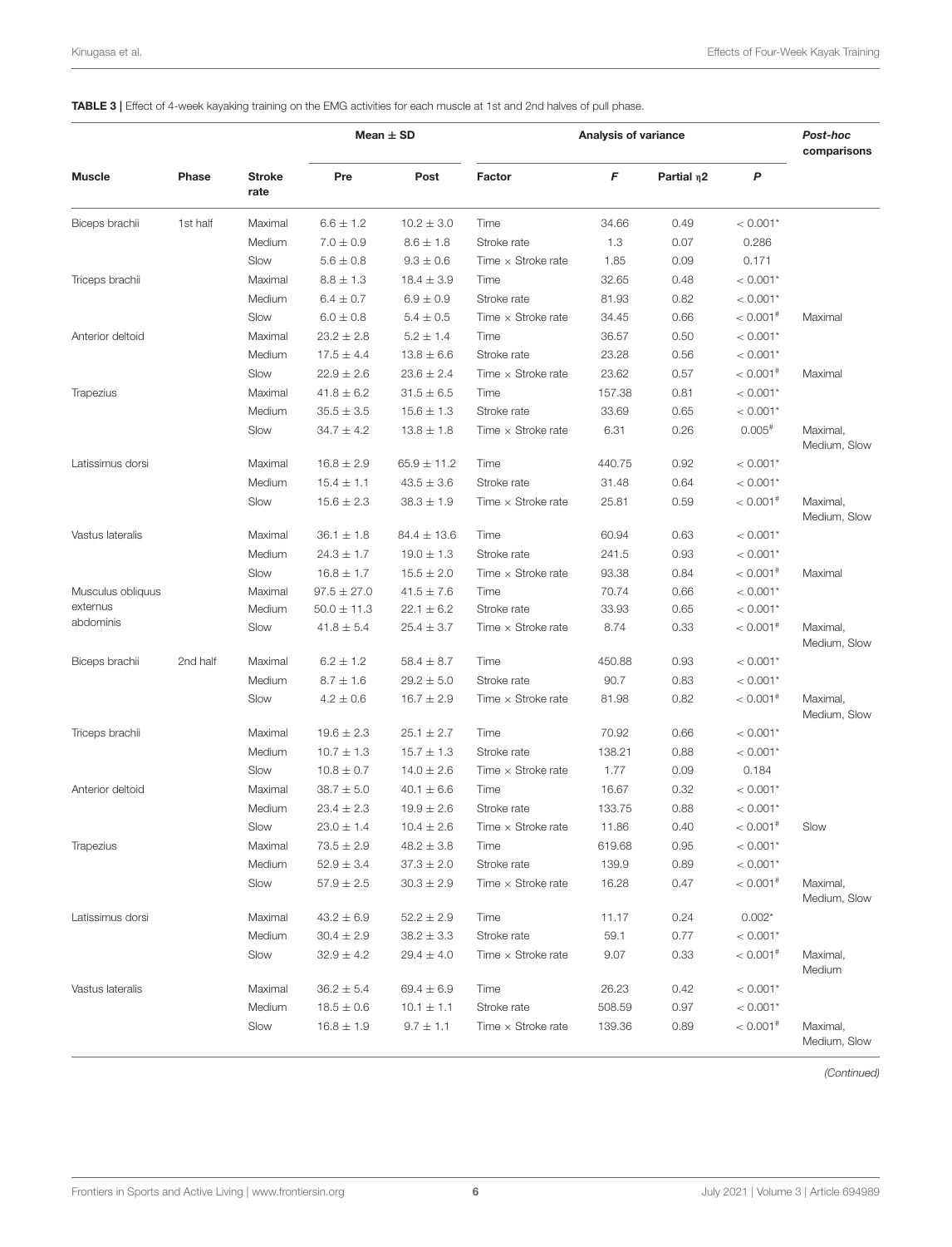**TABLE 3 |** Effect of 4-week kayaking training on the EMG activities for each muscle at 1st and 2nd halves of pull phase.

| Muscle | Phase | Stroke rate | Mean ± SD | | Analysis of variance | | | | Post-hoc comparisons |
|---|---|---|---|---|---|---|---|---|---|
| | | | Pre | Post | Factor | *F* | Partial η2 | *P* | |
| Biceps brachii | 1st half | Maximal | 6.6 ± 1.2 | 10.2 ± 3.0 | Time | 34.66 | 0.49 | < 0.001* | |
| | | Medium | 7.0 ± 0.9 | 8.6 ± 1.8 | Stroke rate | 1.3 | 0.07 | 0.286 | |
| | | Slow | 5.6 ± 0.8 | 9.3 ± 0.6 | Time × Stroke rate | 1.85 | 0.09 | 0.171 | |
| Triceps brachii | | Maximal | 8.8 ± 1.3 | 18.4 ± 3.9 | Time | 32.65 | 0.48 | < 0.001* | |
| | | Medium | 6.4 ± 0.7 | 6.9 ± 0.9 | Stroke rate | 81.93 | 0.82 | < 0.001* | |
| | | Slow | 6.0 ± 0.8 | 5.4 ± 0.5 | Time × Stroke rate | 34.45 | 0.66 | < 0.001# | Maximal |
| Anterior deltoid | | Maximal | 23.2 ± 2.8 | 5.2 ± 1.4 | Time | 36.57 | 0.50 | < 0.001* | |
| | | Medium | 17.5 ± 4.4 | 13.8 ± 6.6 | Stroke rate | 23.28 | 0.56 | < 0.001* | |
| | | Slow | 22.9 ± 2.6 | 23.6 ± 2.4 | Time × Stroke rate | 23.62 | 0.57 | < 0.001# | Maximal |
| Trapezius | | Maximal | 41.8 ± 6.2 | 31.5 ± 6.5 | Time | 157.38 | 0.81 | < 0.001* | |
| | | Medium | 35.5 ± 3.5 | 15.6 ± 1.3 | Stroke rate | 33.69 | 0.65 | < 0.001* | |
| | | Slow | 34.7 ± 4.2 | 13.8 ± 1.8 | Time × Stroke rate | 6.31 | 0.26 | 0.005# | Maximal, Medium, Slow |
| Latissimus dorsi | | Maximal | 16.8 ± 2.9 | 65.9 ± 11.2 | Time | 440.75 | 0.92 | < 0.001* | |
| | | Medium | 15.4 ± 1.1 | 43.5 ± 3.6 | Stroke rate | 31.48 | 0.64 | < 0.001* | |
| | | Slow | 15.6 ± 2.3 | 38.3 ± 1.9 | Time × Stroke rate | 25.81 | 0.59 | < 0.001# | Maximal, Medium, Slow |
| Vastus lateralis | | Maximal | 36.1 ± 1.8 | 84.4 ± 13.6 | Time | 60.94 | 0.63 | < 0.001* | |
| | | Medium | 24.3 ± 1.7 | 19.0 ± 1.3 | Stroke rate | 241.5 | 0.93 | < 0.001* | |
| | | Slow | 16.8 ± 1.7 | 15.5 ± 2.0 | Time × Stroke rate | 93.38 | 0.84 | < 0.001# | Maximal |
| Musculus obliquus externus abdominis | | Maximal | 97.5 ± 27.0 | 41.5 ± 7.6 | Time | 70.74 | 0.66 | < 0.001* | |
| | | Medium | 50.0 ± 11.3 | 22.1 ± 6.2 | Stroke rate | 33.93 | 0.65 | < 0.001* | |
| | | Slow | 41.8 ± 5.4 | 25.4 ± 3.7 | Time × Stroke rate | 8.74 | 0.33 | < 0.001# | Maximal, Medium, Slow |
| Biceps brachii | 2nd half | Maximal | 6.2 ± 1.2 | 58.4 ± 8.7 | Time | 450.88 | 0.93 | < 0.001* | |
| | | Medium | 8.7 ± 1.6 | 29.2 ± 5.0 | Stroke rate | 90.7 | 0.83 | < 0.001* | |
| | | Slow | 4.2 ± 0.6 | 16.7 ± 2.9 | Time × Stroke rate | 81.98 | 0.82 | < 0.001# | Maximal, Medium, Slow |
| Triceps brachii | | Maximal | 19.6 ± 2.3 | 25.1 ± 2.7 | Time | 70.92 | 0.66 | < 0.001* | |
| | | Medium | 10.7 ± 1.3 | 15.7 ± 1.3 | Stroke rate | 138.21 | 0.88 | < 0.001* | |
| | | Slow | 10.8 ± 0.7 | 14.0 ± 2.6 | Time × Stroke rate | 1.77 | 0.09 | 0.184 | |
| Anterior deltoid | | Maximal | 38.7 ± 5.0 | 40.1 ± 6.6 | Time | 16.67 | 0.32 | < 0.001* | |
| | | Medium | 23.4 ± 2.3 | 19.9 ± 2.6 | Stroke rate | 133.75 | 0.88 | < 0.001* | |
| | | Slow | 23.0 ± 1.4 | 10.4 ± 2.6 | Time × Stroke rate | 11.86 | 0.40 | < 0.001# | Slow |
| Trapezius | | Maximal | 73.5 ± 2.9 | 48.2 ± 3.8 | Time | 619.68 | 0.95 | < 0.001* | |
| | | Medium | 52.9 ± 3.4 | 37.3 ± 2.0 | Stroke rate | 139.9 | 0.89 | < 0.001* | |
| | | Slow | 57.9 ± 2.5 | 30.3 ± 2.9 | Time × Stroke rate | 16.28 | 0.47 | < 0.001# | Maximal, Medium, Slow |
| Latissimus dorsi | | Maximal | 43.2 ± 6.9 | 52.2 ± 2.9 | Time | 11.17 | 0.24 | 0.002* | |
| | | Medium | 30.4 ± 2.9 | 38.2 ± 3.3 | Stroke rate | 59.1 | 0.77 | < 0.001* | |
| | | Slow | 32.9 ± 4.2 | 29.4 ± 4.0 | Time × Stroke rate | 9.07 | 0.33 | < 0.001# | Maximal, Medium |
| Vastus lateralis | | Maximal | 36.2 ± 5.4 | 69.4 ± 6.9 | Time | 26.23 | 0.42 | < 0.001* | |
| | | Medium | 18.5 ± 0.6 | 10.1 ± 1.1 | Stroke rate | 508.59 | 0.97 | < 0.001* | |
| | | Slow | 16.8 ± 1.9 | 9.7 ± 1.1 | Time × Stroke rate | 139.36 | 0.89 | < 0.001# | Maximal, Medium, Slow |

*(Continued)*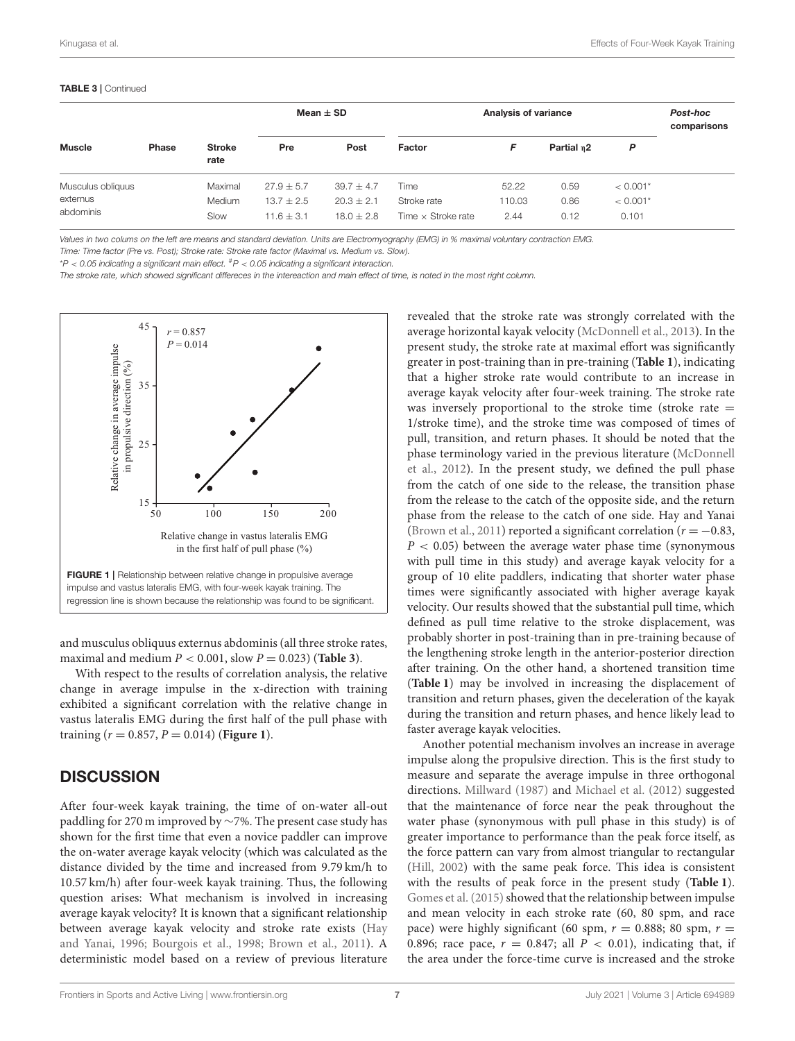**TABLE 3** | Continued

| Muscle | Phase | Stroke rate | Mean ± SD | | Analysis of variance | | | | Post-hoc comparisons |
|---|---|---|---|---|---|---|---|---|---|
| | | | Pre | Post | Factor | F | Partial η2 | P | |
| Musculus obliquus externus abdominis | | Maximal | 27.9 ± 5.7 | 39.7 ± 4.7 | Time | 52.22 | 0.59 | < 0.001* | |
| | | Medium | 13.7 ± 2.5 | 20.3 ± 2.1 | Stroke rate | 110.03 | 0.86 | < 0.001* | |
| | | Slow | 11.6 ± 3.1 | 18.0 ± 2.8 | Time × Stroke rate | 2.44 | 0.12 | 0.101 | |

*Values in two columns on the left are means and standard deviation. Units are Electromyography (EMG) in % maximal voluntary contraction EMG.*

*Time: Time factor (Pre vs. Post); Stroke rate: Stroke rate factor (Maximal vs. Medium vs. Slow).*

*$^{*}P < 0.05$ indicating a significant main effect. $^{\#}P < 0.05$ indicating a significant interaction.*

*The stroke rate, which showed significant differeces in the intereaction and main effect of time, is noted in the most right column.*

**FIGURE 1** | Relationship between relative change in propulsive average impulse and vastus lateralis EMG, with four-week kayak training. The regression line is shown because the relationship was found to be significant.

and musculus obliquus externus abdominis (all three stroke rates, maximal and medium $P < 0.001$, slow $P = 0.023$) (**Table 3**).

With respect to the results of correlation analysis, the relative change in average impulse in the x-direction with training exhibited a significant correlation with the relative change in vastus lateralis EMG during the first half of the pull phase with training ($r = 0.857$, $P = 0.014$) (**Figure 1**).

## DISCUSSION

After four-week kayak training, the time of on-water all-out paddling for 270 m improved by ∼7%. The present case study has shown for the first time that even a novice paddler can improve the on-water average kayak velocity (which was calculated as the distance divided by the time and increased from 9.79 km/h to 10.57 km/h) after four-week kayak training. Thus, the following question arises: What mechanism is involved in increasing average kayak velocity? It is known that a significant relationship between average kayak velocity and stroke rate exists (Hay and Yanai, 1996; Bourgois et al., 1998; Brown et al., 2011). A deterministic model based on a review of previous literature revealed that the stroke rate was strongly correlated with the average horizontal kayak velocity (McDonnell et al., 2013). In the present study, the stroke rate at maximal effort was significantly greater in post-training than in pre-training (**Table 1**), indicating that a higher stroke rate would contribute to an increase in average kayak velocity after four-week training. The stroke rate was inversely proportional to the stroke time (stroke rate = 1/stroke time), and the stroke time was composed of times of pull, transition, and return phases. It should be noted that the phase terminology varied in the previous literature (McDonnell et al., 2012). In the present study, we defined the pull phase from the catch of one side to the release, the transition phase from the release to the catch of the opposite side, and the return phase from the release to the catch of one side. Hay and Yanai (Brown et al., 2011) reported a significant correlation ($r = -0.83$, $P < 0.05$) between the average water phase time (synonymous with pull time in this study) and average kayak velocity for a group of 10 elite paddlers, indicating that shorter water phase times were significantly associated with higher average kayak velocity. Our results showed that the substantial pull time, which defined as pull time relative to the stroke displacement, was probably shorter in post-training than in pre-training because of the lengthening stroke length in the anterior-posterior direction after training. On the other hand, a shortened transition time (**Table 1**) may be involved in increasing the displacement of transition and return phases, given the deceleration of the kayak during the transition and return phases, and hence likely lead to faster average kayak velocities.

Another potential mechanism involves an increase in average impulse along the propulsive direction. This is the first study to measure and separate the average impulse in three orthogonal directions. Millward (1987) and Michael et al. (2012) suggested that the maintenance of force near the peak throughout the water phase (synonymous with pull phase in this study) is of greater importance to performance than the peak force itself, as the force pattern can vary from almost triangular to rectangular (Hill, 2002) with the same peak force. This idea is consistent with the results of peak force in the present study (**Table 1**). Gomes et al. (2015) showed that the relationship between impulse and mean velocity in each stroke rate (60, 80 spm, and race pace) were highly significant (60 spm, $r = 0.888$; 80 spm, $r = 0.896$; race pace, $r = 0.847$; all $P < 0.01$), indicating that, if the area under the force-time curve is increased and the stroke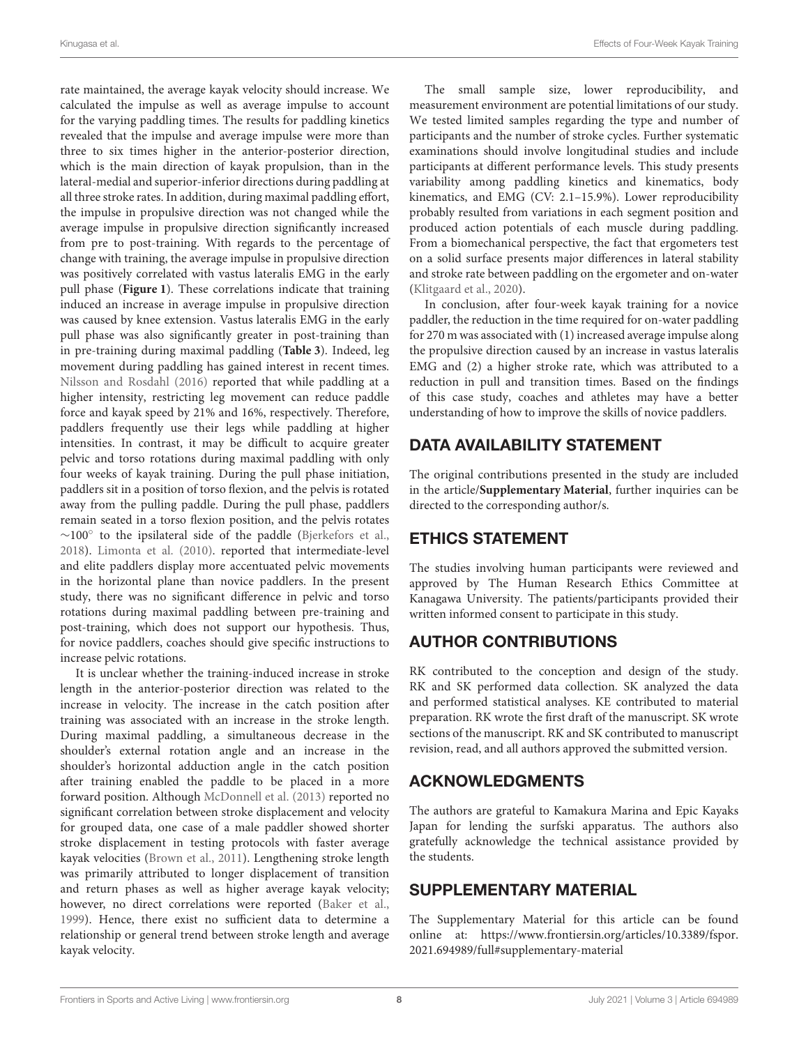rate maintained, the average kayak velocity should increase. We calculated the impulse as well as average impulse to account for the varying paddling times. The results for paddling kinetics revealed that the impulse and average impulse were more than three to six times higher in the anterior-posterior direction, which is the main direction of kayak propulsion, than in the lateral-medial and superior-inferior directions during paddling at all three stroke rates. In addition, during maximal paddling effort, the impulse in propulsive direction was not changed while the average impulse in propulsive direction significantly increased from pre to post-training. With regards to the percentage of change with training, the average impulse in propulsive direction was positively correlated with vastus lateralis EMG in the early pull phase (**Figure 1**). These correlations indicate that training induced an increase in average impulse in propulsive direction was caused by knee extension. Vastus lateralis EMG in the early pull phase was also significantly greater in post-training than in pre-training during maximal paddling (**Table 3**). Indeed, leg movement during paddling has gained interest in recent times. Nilsson and Rosdahl (2016) reported that while paddling at a higher intensity, restricting leg movement can reduce paddle force and kayak speed by 21% and 16%, respectively. Therefore, paddlers frequently use their legs while paddling at higher intensities. In contrast, it may be difficult to acquire greater pelvic and torso rotations during maximal paddling with only four weeks of kayak training. During the pull phase initiation, paddlers sit in a position of torso flexion, and the pelvis is rotated away from the pulling paddle. During the pull phase, paddlers remain seated in a torso flexion position, and the pelvis rotates ~100° to the ipsilateral side of the paddle (Bjerkefors et al., 2018). Limonta et al. (2010). reported that intermediate-level and elite paddlers display more accentuated pelvic movements in the horizontal plane than novice paddlers. In the present study, there was no significant difference in pelvic and torso rotations during maximal paddling between pre-training and post-training, which does not support our hypothesis. Thus, for novice paddlers, coaches should give specific instructions to increase pelvic rotations.

It is unclear whether the training-induced increase in stroke length in the anterior-posterior direction was related to the increase in velocity. The increase in the catch position after training was associated with an increase in the stroke length. During maximal paddling, a simultaneous decrease in the shoulder's external rotation angle and an increase in the shoulder's horizontal adduction angle in the catch position after training enabled the paddle to be placed in a more forward position. Although McDonnell et al. (2013) reported no significant correlation between stroke displacement and velocity for grouped data, one case of a male paddler showed shorter stroke displacement in testing protocols with faster average kayak velocities (Brown et al., 2011). Lengthening stroke length was primarily attributed to longer displacement of transition and return phases as well as higher average kayak velocity; however, no direct correlations were reported (Baker et al., 1999). Hence, there exist no sufficient data to determine a relationship or general trend between stroke length and average kayak velocity.

The small sample size, lower reproducibility, and measurement environment are potential limitations of our study. We tested limited samples regarding the type and number of participants and the number of stroke cycles. Further systematic examinations should involve longitudinal studies and include participants at different performance levels. This study presents variability among paddling kinetics and kinematics, body kinematics, and EMG (CV: 2.1–15.9%). Lower reproducibility probably resulted from variations in each segment position and produced action potentials of each muscle during paddling. From a biomechanical perspective, the fact that ergometers test on a solid surface presents major differences in lateral stability and stroke rate between paddling on the ergometer and on-water (Klitgaard et al., 2020).

In conclusion, after four-week kayak training for a novice paddler, the reduction in the time required for on-water paddling for 270 m was associated with (1) increased average impulse along the propulsive direction caused by an increase in vastus lateralis EMG and (2) a higher stroke rate, which was attributed to a reduction in pull and transition times. Based on the findings of this case study, coaches and athletes may have a better understanding of how to improve the skills of novice paddlers.

## DATA AVAILABILITY STATEMENT

The original contributions presented in the study are included in the article/**Supplementary Material**, further inquiries can be directed to the corresponding author/s.

## ETHICS STATEMENT

The studies involving human participants were reviewed and approved by The Human Research Ethics Committee at Kanagawa University. The patients/participants provided their written informed consent to participate in this study.

## AUTHOR CONTRIBUTIONS

RK contributed to the conception and design of the study. RK and SK performed data collection. SK analyzed the data and performed statistical analyses. KE contributed to material preparation. RK wrote the first draft of the manuscript. SK wrote sections of the manuscript. RK and SK contributed to manuscript revision, read, and all authors approved the submitted version.

## ACKNOWLEDGMENTS

The authors are grateful to Kamakura Marina and Epic Kayaks Japan for lending the surfski apparatus. The authors also gratefully acknowledge the technical assistance provided by the students.

## SUPPLEMENTARY MATERIAL

The Supplementary Material for this article can be found online at: https://www.frontiersin.org/articles/10.3389/fspor.2021.694989/full#supplementary-material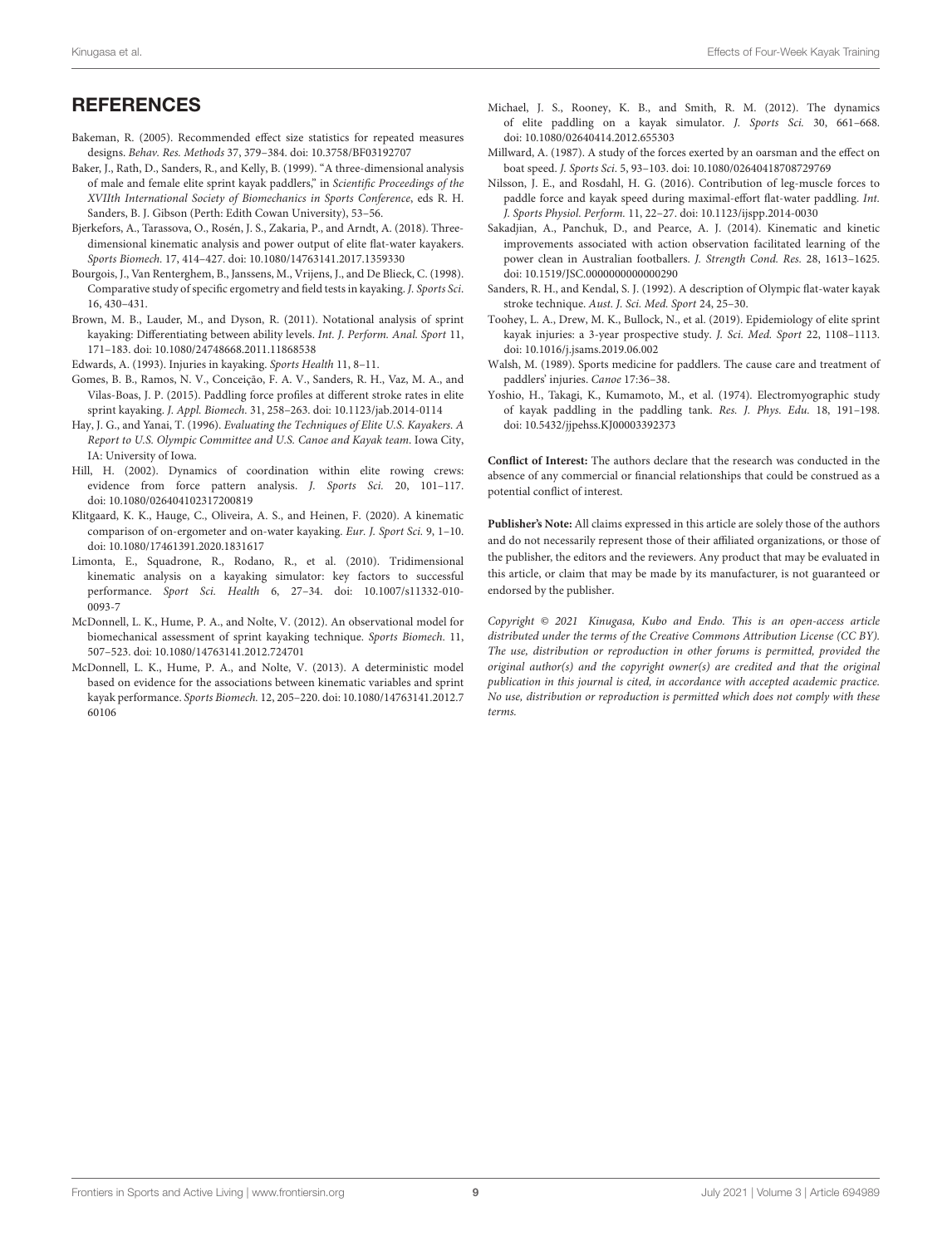## REFERENCES

Bakeman, R. (2005). Recommended effect size statistics for repeated measures designs. *Behav. Res. Methods* 37, 379–384. doi: 10.3758/BF03192707

Baker, J., Rath, D., Sanders, R., and Kelly, B. (1999). "A three-dimensional analysis of male and female elite sprint kayak paddlers," in *Scientific Proceedings of the XVIIth International Society of Biomechanics in Sports Conference*, eds R. H. Sanders, B. J. Gibson (Perth: Edith Cowan University), 53–56.

Bjerkefors, A., Tarassova, O., Rosén, J. S., Zakaria, P., and Arndt, A. (2018). Three-dimensional kinematic analysis and power output of elite flat-water kayakers. *Sports Biomech.* 17, 414–427. doi: 10.1080/14763141.2017.1359330

Bourgois, J., Van Renterghem, B., Janssens, M., Vrijens, J., and De Blieck, C. (1998). Comparative study of specific ergometry and field tests in kayaking. *J. Sports Sci.* 16, 430–431.

Brown, M. B., Lauder, M., and Dyson, R. (2011). Notational analysis of sprint kayaking: Differentiating between ability levels. *Int. J. Perform. Anal. Sport* 11, 171–183. doi: 10.1080/24748668.2011.11868538

Edwards, A. (1993). Injuries in kayaking. *Sports Health* 11, 8–11.

Gomes, B. B., Ramos, N. V., Conceição, F. A. V., Sanders, R. H., Vaz, M. A., and Vilas-Boas, J. P. (2015). Paddling force profiles at different stroke rates in elite sprint kayaking. *J. Appl. Biomech.* 31, 258–263. doi: 10.1123/jab.2014-0114

Hay, J. G., and Yanai, T. (1996). *Evaluating the Techniques of Elite U.S. Kayakers. A Report to U.S. Olympic Committee and U.S. Canoe and Kayak team*. Iowa City, IA: University of Iowa.

Hill, H. (2002). Dynamics of coordination within elite rowing crews: evidence from force pattern analysis. *J. Sports Sci.* 20, 101–117. doi: 10.1080/026404102317200819

Klitgaard, K. K., Hauge, C., Oliveira, A. S., and Heinen, F. (2020). A kinematic comparison of on-ergometer and on-water kayaking. *Eur. J. Sport Sci.* 9, 1–10. doi: 10.1080/17461391.2020.1831617

Limonta, E., Squadrone, R., Rodano, R., et al. (2010). Tridimensional kinematic analysis on a kayaking simulator: key factors to successful performance. *Sport Sci. Health* 6, 27–34. doi: 10.1007/s11332-010-0093-7

McDonnell, L. K., Hume, P. A., and Nolte, V. (2012). An observational model for biomechanical assessment of sprint kayaking technique. *Sports Biomech.* 11, 507–523. doi: 10.1080/14763141.2012.724701

McDonnell, L. K., Hume, P. A., and Nolte, V. (2013). A deterministic model based on evidence for the associations between kinematic variables and sprint kayak performance. *Sports Biomech.* 12, 205–220. doi: 10.1080/14763141.2012.760106

Michael, J. S., Rooney, K. B., and Smith, R. M. (2012). The dynamics of elite paddling on a kayak simulator. *J. Sports Sci.* 30, 661–668. doi: 10.1080/02640414.2012.655303

Millward, A. (1987). A study of the forces exerted by an oarsman and the effect on boat speed. *J. Sports Sci.* 5, 93–103. doi: 10.1080/02640418708729769

Nilsson, J. E., and Rosdahl, H. G. (2016). Contribution of leg-muscle forces to paddle force and kayak speed during maximal-effort flat-water paddling. *Int. J. Sports Physiol. Perform.* 11, 22–27. doi: 10.1123/ijspp.2014-0030

Sakadjian, A., Panchuk, D., and Pearce, A. J. (2014). Kinematic and kinetic improvements associated with action observation facilitated learning of the power clean in Australian footballers. *J. Strength Cond. Res.* 28, 1613–1625. doi: 10.1519/JSC.0000000000000290

Sanders, R. H., and Kendal, S. J. (1992). A description of Olympic flat-water kayak stroke technique. *Aust. J. Sci. Med. Sport* 24, 25–30.

Toohey, L. A., Drew, M. K., Bullock, N., et al. (2019). Epidemiology of elite sprint kayak injuries: a 3-year prospective study. *J. Sci. Med. Sport* 22, 1108–1113. doi: 10.1016/j.jsams.2019.06.002

Walsh, M. (1989). Sports medicine for paddlers. The cause care and treatment of paddlers' injuries. *Canoe* 17:36–38.

Yoshio, H., Takagi, K., Kumamoto, M., et al. (1974). Electromyographic study of kayak paddling in the paddling tank. *Res. J. Phys. Edu.* 18, 191–198. doi: 10.5432/jjpehss.KJ00003392373

**Conflict of Interest:** The authors declare that the research was conducted in the absence of any commercial or financial relationships that could be construed as a potential conflict of interest.

**Publisher's Note:** All claims expressed in this article are solely those of the authors and do not necessarily represent those of their affiliated organizations, or those of the publisher, the editors and the reviewers. Any product that may be evaluated in this article, or claim that may be made by its manufacturer, is not guaranteed or endorsed by the publisher.

*Copyright © 2021 Kinugasa, Kubo and Endo. This is an open-access article distributed under the terms of the Creative Commons Attribution License (CC BY). The use, distribution or reproduction in other forums is permitted, provided the original author(s) and the copyright owner(s) are credited and that the original publication in this journal is cited, in accordance with accepted academic practice. No use, distribution or reproduction is permitted which does not comply with these terms.*